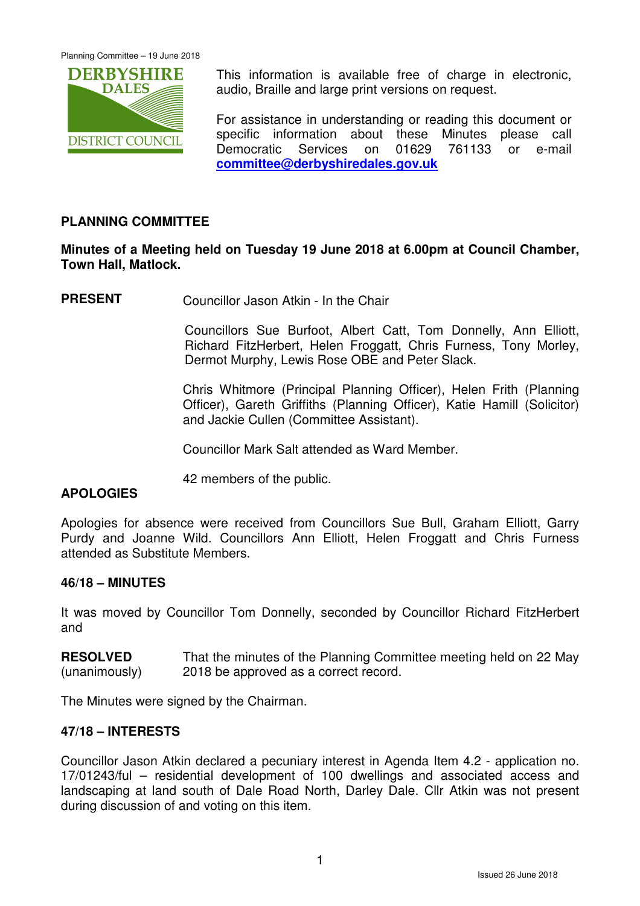This information is available free of charge in electronic, audio, Braille and large print versions on request.

For assistance in understanding or reading this document or specific information about these Minutes please call Democratic Services on 01629 761133 or e-mail **committee@derbyshiredales.gov.uk**

## PLANNING COMMITTEE

**Minutes of a Meeting held on Tuesday 19 June 2018 at 6.00pm at Council Chamber, Town Hall, Matlock.**

**PRESENT** Councillor Jason Atkin - In the Chair

Councillors Sue Burfoot, Albert Catt, Tom Donnelly, Ann Elliott, Richard FitzHerbert, Helen Froggatt, Chris Furness, Tony Morley, Dermot Murphy, Lewis Rose OBE and Peter Slack.

Chris Whitmore (Principal Planning Officer), Helen Frith (Planning Officer), Gareth Griffiths (Planning Officer), Katie Hamill (Solicitor) and Jackie Cullen (Committee Assistant).

Councillor Mark Salt attended as Ward Member.

42 members of the public.

**APOLOGIES**

Apologies for absence were received from Councillors Sue Bull, Graham Elliott, Garry Purdy and Joanne Wild. Councillors Ann Elliott, Helen Froggatt and Chris Furness attended as Substitute Members.

### 46/18 – MINUTES

It was moved by Councillor Tom Donnelly, seconded by Councillor Richard FitzHerbert and

**RESOLVED** (unanimously) That the minutes of the Planning Committee meeting held on 22 May 2018 be approved as a correct record.

The Minutes were signed by the Chairman.

### 47/18 – INTERESTS

Councillor Jason Atkin declared a pecuniary interest in Agenda Item 4.2 - application no. 17/01243/ful – residential development of 100 dwellings and associated access and landscaping at land south of Dale Road North, Darley Dale. Cllr Atkin was not present during discussion of and voting on this item.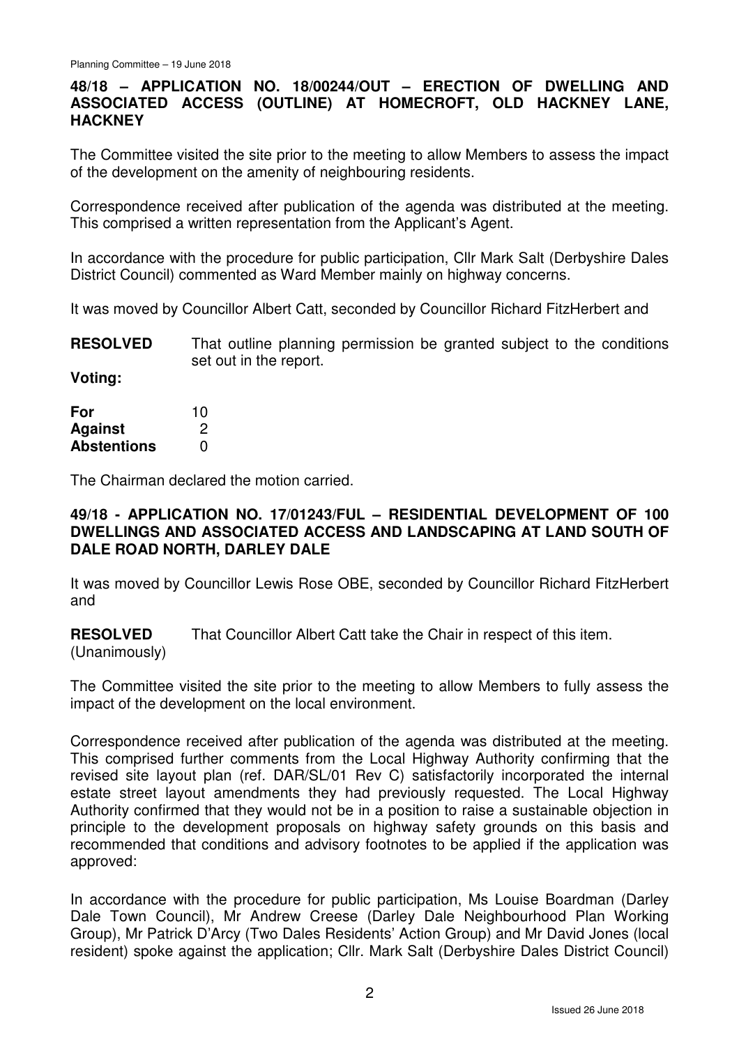**48/18 – APPLICATION NO. 18/00244/OUT – ERECTION OF DWELLING AND ASSOCIATED ACCESS (OUTLINE) AT HOMECROFT, OLD HACKNEY LANE, HACKNEY**

The Committee visited the site prior to the meeting to allow Members to assess the impact of the development on the amenity of neighbouring residents.

Correspondence received after publication of the agenda was distributed at the meeting. This comprised a written representation from the Applicant's Agent.

In accordance with the procedure for public participation, Cllr Mark Salt (Derbyshire Dales District Council) commented as Ward Member mainly on highway concerns.

It was moved by Councillor Albert Catt, seconded by Councillor Richard FitzHerbert and

**RESOLVED** That outline planning permission be granted subject to the conditions set out in the report.

**Voting:**

| | |
|---|---|
| **For** | 10 |
| **Against** | 2 |
| **Abstentions** | 0 |

The Chairman declared the motion carried.

**49/18 - APPLICATION NO. 17/01243/FUL – RESIDENTIAL DEVELOPMENT OF 100 DWELLINGS AND ASSOCIATED ACCESS AND LANDSCAPING AT LAND SOUTH OF DALE ROAD NORTH, DARLEY DALE**

It was moved by Councillor Lewis Rose OBE, seconded by Councillor Richard FitzHerbert and

**RESOLVED** (Unanimously) That Councillor Albert Catt take the Chair in respect of this item.

The Committee visited the site prior to the meeting to allow Members to fully assess the impact of the development on the local environment.

Correspondence received after publication of the agenda was distributed at the meeting. This comprised further comments from the Local Highway Authority confirming that the revised site layout plan (ref. DAR/SL/01 Rev C) satisfactorily incorporated the internal estate street layout amendments they had previously requested. The Local Highway Authority confirmed that they would not be in a position to raise a sustainable objection in principle to the development proposals on highway safety grounds on this basis and recommended that conditions and advisory footnotes to be applied if the application was approved:

In accordance with the procedure for public participation, Ms Louise Boardman (Darley Dale Town Council), Mr Andrew Creese (Darley Dale Neighbourhood Plan Working Group), Mr Patrick D'Arcy (Two Dales Residents' Action Group) and Mr David Jones (local resident) spoke against the application; Cllr. Mark Salt (Derbyshire Dales District Council)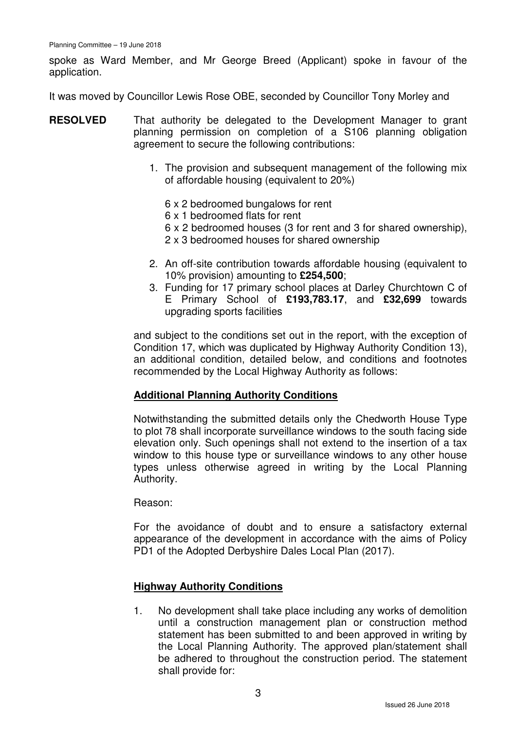spoke as Ward Member, and Mr George Breed (Applicant) spoke in favour of the application.

It was moved by Councillor Lewis Rose OBE, seconded by Councillor Tony Morley and

**RESOLVED** That authority be delegated to the Development Manager to grant planning permission on completion of a S106 planning obligation agreement to secure the following contributions:

1. The provision and subsequent management of the following mix of affordable housing (equivalent to 20%)

   6 x 2 bedroomed bungalows for rent
   6 x 1 bedroomed flats for rent
   6 x 2 bedroomed houses (3 for rent and 3 for shared ownership),
   2 x 3 bedroomed houses for shared ownership

2. An off-site contribution towards affordable housing (equivalent to 10% provision) amounting to **£254,500**;
3. Funding for 17 primary school places at Darley Churchtown C of E Primary School of **£193,783.17**, and **£32,699** towards upgrading sports facilities

and subject to the conditions set out in the report, with the exception of Condition 17, which was duplicated by Highway Authority Condition 13), an additional condition, detailed below, and conditions and footnotes recommended by the Local Highway Authority as follows:

**Additional Planning Authority Conditions**

Notwithstanding the submitted details only the Chedworth House Type to plot 78 shall incorporate surveillance windows to the south facing side elevation only. Such openings shall not extend to the insertion of a tax window to this house type or surveillance windows to any other house types unless otherwise agreed in writing by the Local Planning Authority.

Reason:

For the avoidance of doubt and to ensure a satisfactory external appearance of the development in accordance with the aims of Policy PD1 of the Adopted Derbyshire Dales Local Plan (2017).

**Highway Authority Conditions**

1. No development shall take place including any works of demolition until a construction management plan or construction method statement has been submitted to and been approved in writing by the Local Planning Authority. The approved plan/statement shall be adhered to throughout the construction period. The statement shall provide for: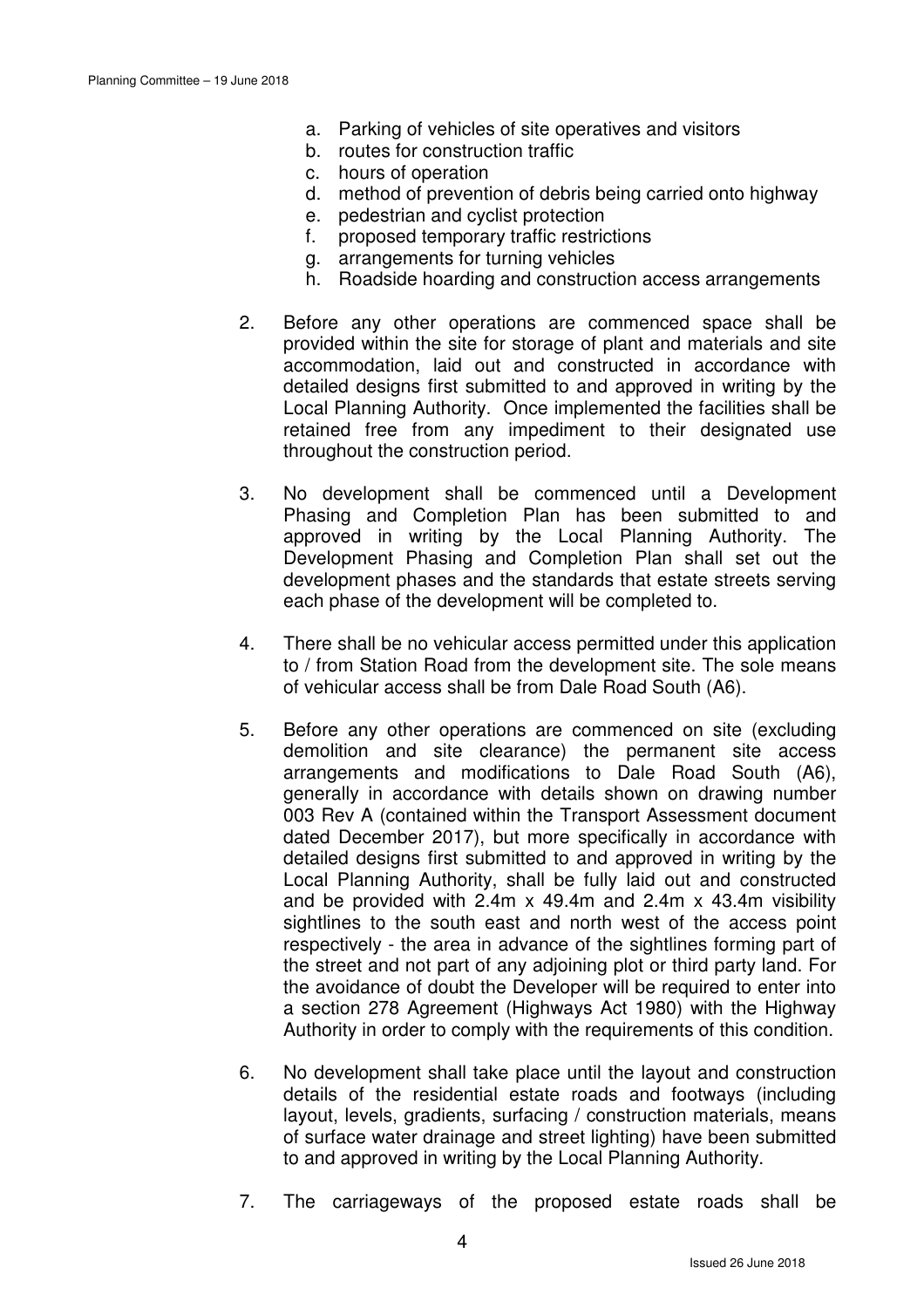a. Parking of vehicles of site operatives and visitors
b. routes for construction traffic
c. hours of operation
d. method of prevention of debris being carried onto highway
e. pedestrian and cyclist protection
f. proposed temporary traffic restrictions
g. arrangements for turning vehicles
h. Roadside hoarding and construction access arrangements

2. Before any other operations are commenced space shall be provided within the site for storage of plant and materials and site accommodation, laid out and constructed in accordance with detailed designs first submitted to and approved in writing by the Local Planning Authority. Once implemented the facilities shall be retained free from any impediment to their designated use throughout the construction period.

3. No development shall be commenced until a Development Phasing and Completion Plan has been submitted to and approved in writing by the Local Planning Authority. The Development Phasing and Completion Plan shall set out the development phases and the standards that estate streets serving each phase of the development will be completed to.

4. There shall be no vehicular access permitted under this application to / from Station Road from the development site. The sole means of vehicular access shall be from Dale Road South (A6).

5. Before any other operations are commenced on site (excluding demolition and site clearance) the permanent site access arrangements and modifications to Dale Road South (A6), generally in accordance with details shown on drawing number 003 Rev A (contained within the Transport Assessment document dated December 2017), but more specifically in accordance with detailed designs first submitted to and approved in writing by the Local Planning Authority, shall be fully laid out and constructed and be provided with 2.4m x 49.4m and 2.4m x 43.4m visibility sightlines to the south east and north west of the access point respectively - the area in advance of the sightlines forming part of the street and not part of any adjoining plot or third party land. For the avoidance of doubt the Developer will be required to enter into a section 278 Agreement (Highways Act 1980) with the Highway Authority in order to comply with the requirements of this condition.

6. No development shall take place until the layout and construction details of the residential estate roads and footways (including layout, levels, gradients, surfacing / construction materials, means of surface water drainage and street lighting) have been submitted to and approved in writing by the Local Planning Authority.

7. The carriageways of the proposed estate roads shall be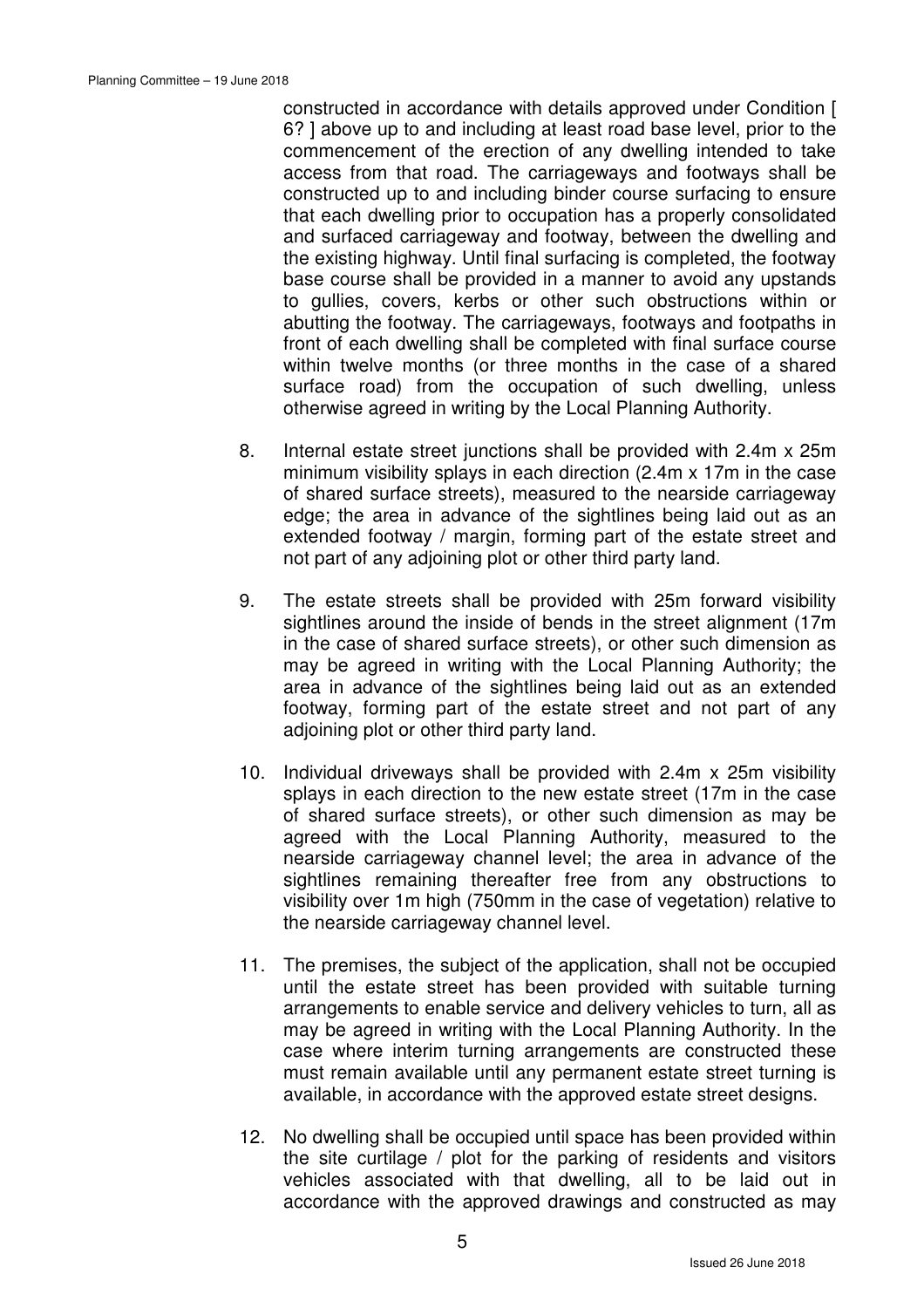constructed in accordance with details approved under Condition [ 6? ] above up to and including at least road base level, prior to the commencement of the erection of any dwelling intended to take access from that road. The carriageways and footways shall be constructed up to and including binder course surfacing to ensure that each dwelling prior to occupation has a properly consolidated and surfaced carriageway and footway, between the dwelling and the existing highway. Until final surfacing is completed, the footway base course shall be provided in a manner to avoid any upstands to gullies, covers, kerbs or other such obstructions within or abutting the footway. The carriageways, footways and footpaths in front of each dwelling shall be completed with final surface course within twelve months (or three months in the case of a shared surface road) from the occupation of such dwelling, unless otherwise agreed in writing by the Local Planning Authority.

8. Internal estate street junctions shall be provided with 2.4m x 25m minimum visibility splays in each direction (2.4m x 17m in the case of shared surface streets), measured to the nearside carriageway edge; the area in advance of the sightlines being laid out as an extended footway / margin, forming part of the estate street and not part of any adjoining plot or other third party land.

9. The estate streets shall be provided with 25m forward visibility sightlines around the inside of bends in the street alignment (17m in the case of shared surface streets), or other such dimension as may be agreed in writing with the Local Planning Authority; the area in advance of the sightlines being laid out as an extended footway, forming part of the estate street and not part of any adjoining plot or other third party land.

10. Individual driveways shall be provided with 2.4m x 25m visibility splays in each direction to the new estate street (17m in the case of shared surface streets), or other such dimension as may be agreed with the Local Planning Authority, measured to the nearside carriageway channel level; the area in advance of the sightlines remaining thereafter free from any obstructions to visibility over 1m high (750mm in the case of vegetation) relative to the nearside carriageway channel level.

11. The premises, the subject of the application, shall not be occupied until the estate street has been provided with suitable turning arrangements to enable service and delivery vehicles to turn, all as may be agreed in writing with the Local Planning Authority. In the case where interim turning arrangements are constructed these must remain available until any permanent estate street turning is available, in accordance with the approved estate street designs.

12. No dwelling shall be occupied until space has been provided within the site curtilage / plot for the parking of residents and visitors vehicles associated with that dwelling, all to be laid out in accordance with the approved drawings and constructed as may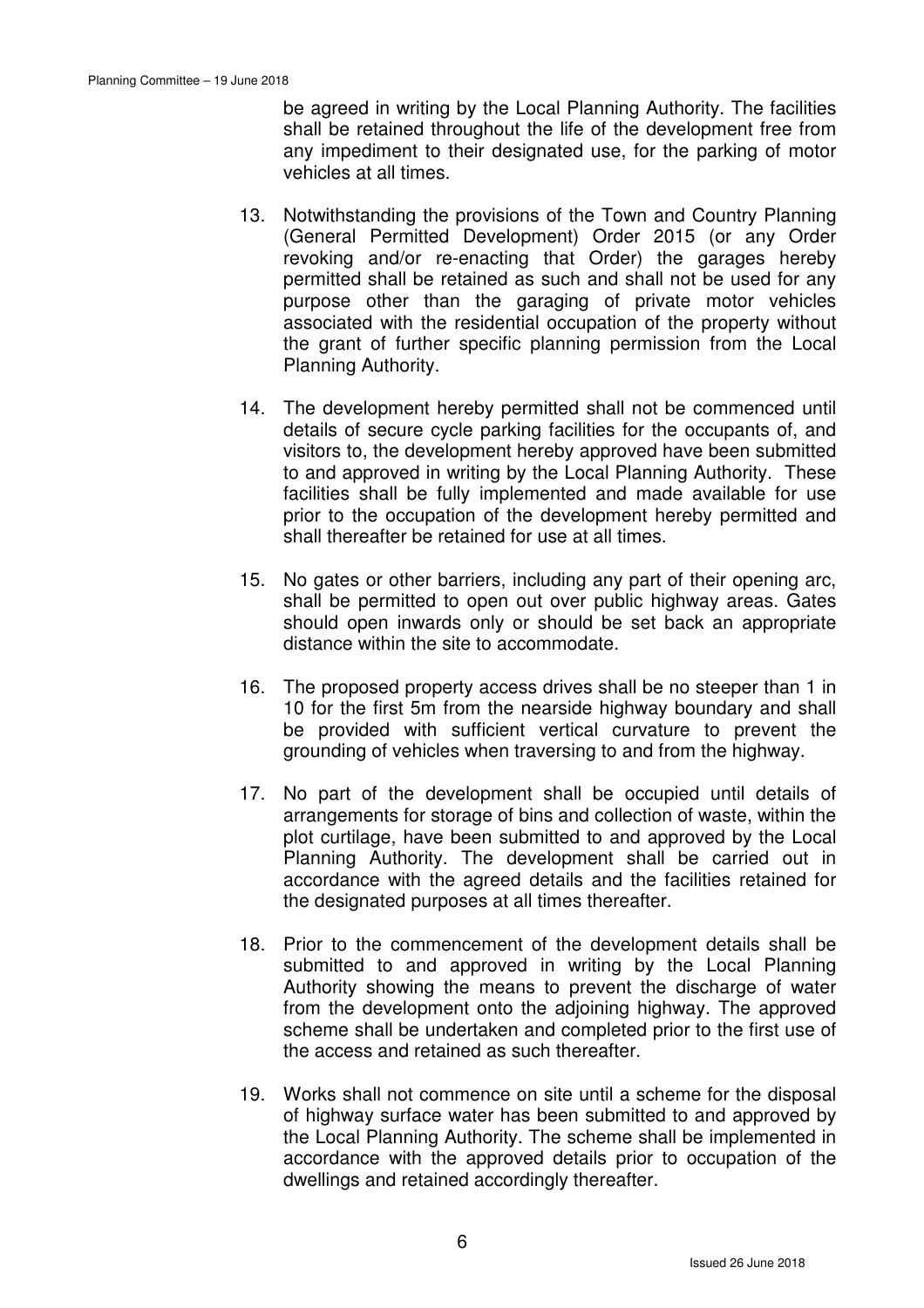be agreed in writing by the Local Planning Authority. The facilities shall be retained throughout the life of the development free from any impediment to their designated use, for the parking of motor vehicles at all times.

13. Notwithstanding the provisions of the Town and Country Planning (General Permitted Development) Order 2015 (or any Order revoking and/or re-enacting that Order) the garages hereby permitted shall be retained as such and shall not be used for any purpose other than the garaging of private motor vehicles associated with the residential occupation of the property without the grant of further specific planning permission from the Local Planning Authority.

14. The development hereby permitted shall not be commenced until details of secure cycle parking facilities for the occupants of, and visitors to, the development hereby approved have been submitted to and approved in writing by the Local Planning Authority. These facilities shall be fully implemented and made available for use prior to the occupation of the development hereby permitted and shall thereafter be retained for use at all times.

15. No gates or other barriers, including any part of their opening arc, shall be permitted to open out over public highway areas. Gates should open inwards only or should be set back an appropriate distance within the site to accommodate.

16. The proposed property access drives shall be no steeper than 1 in 10 for the first 5m from the nearside highway boundary and shall be provided with sufficient vertical curvature to prevent the grounding of vehicles when traversing to and from the highway.

17. No part of the development shall be occupied until details of arrangements for storage of bins and collection of waste, within the plot curtilage, have been submitted to and approved by the Local Planning Authority. The development shall be carried out in accordance with the agreed details and the facilities retained for the designated purposes at all times thereafter.

18. Prior to the commencement of the development details shall be submitted to and approved in writing by the Local Planning Authority showing the means to prevent the discharge of water from the development onto the adjoining highway. The approved scheme shall be undertaken and completed prior to the first use of the access and retained as such thereafter.

19. Works shall not commence on site until a scheme for the disposal of highway surface water has been submitted to and approved by the Local Planning Authority. The scheme shall be implemented in accordance with the approved details prior to occupation of the dwellings and retained accordingly thereafter.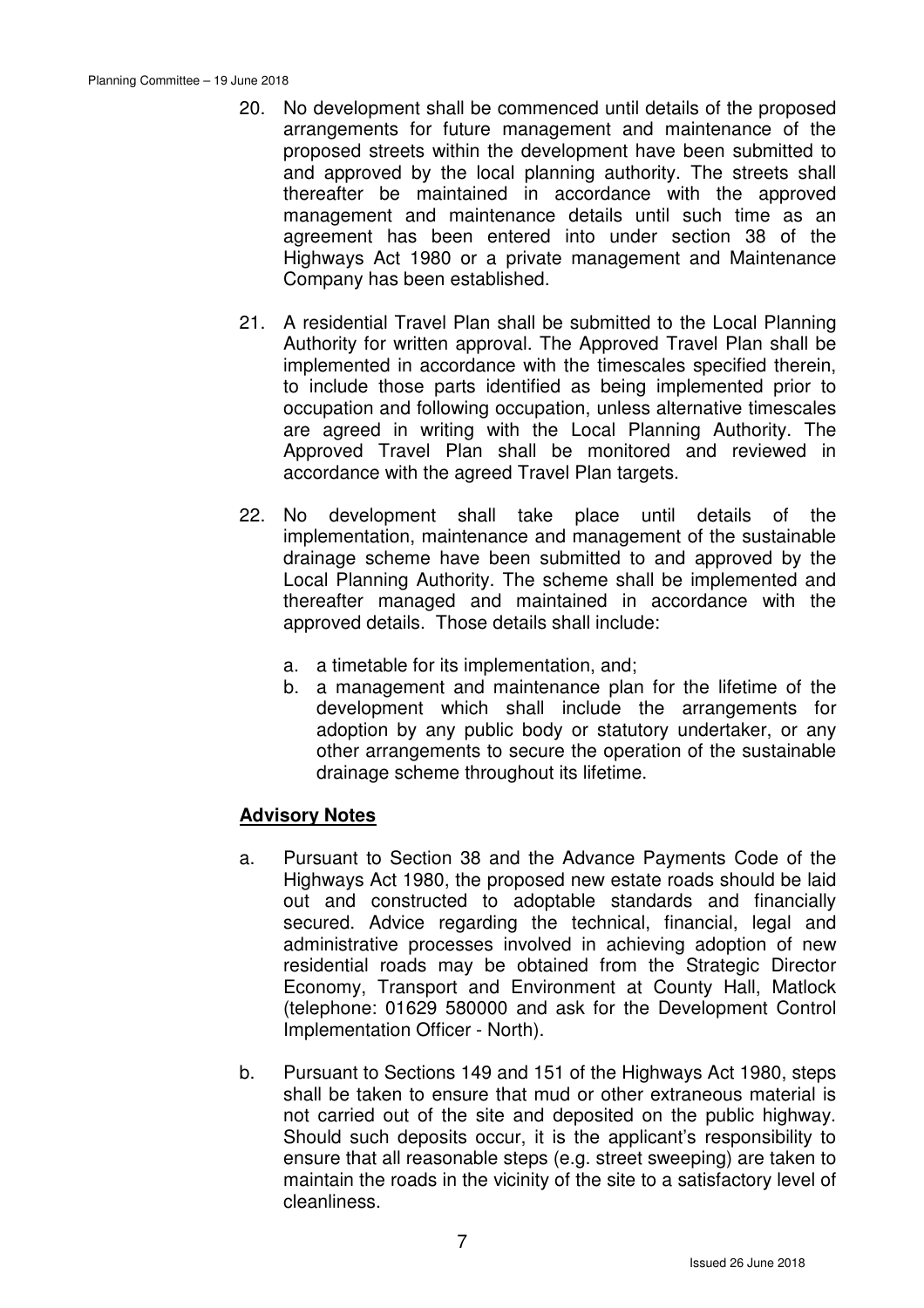20. No development shall be commenced until details of the proposed arrangements for future management and maintenance of the proposed streets within the development have been submitted to and approved by the local planning authority. The streets shall thereafter be maintained in accordance with the approved management and maintenance details until such time as an agreement has been entered into under section 38 of the Highways Act 1980 or a private management and Maintenance Company has been established.

21. A residential Travel Plan shall be submitted to the Local Planning Authority for written approval. The Approved Travel Plan shall be implemented in accordance with the timescales specified therein, to include those parts identified as being implemented prior to occupation and following occupation, unless alternative timescales are agreed in writing with the Local Planning Authority. The Approved Travel Plan shall be monitored and reviewed in accordance with the agreed Travel Plan targets.

22. No development shall take place until details of the implementation, maintenance and management of the sustainable drainage scheme have been submitted to and approved by the Local Planning Authority. The scheme shall be implemented and thereafter managed and maintained in accordance with the approved details. Those details shall include:

    a. a timetable for its implementation, and;
    b. a management and maintenance plan for the lifetime of the development which shall include the arrangements for adoption by any public body or statutory undertaker, or any other arrangements to secure the operation of the sustainable drainage scheme throughout its lifetime.

**Advisory Notes**

a. Pursuant to Section 38 and the Advance Payments Code of the Highways Act 1980, the proposed new estate roads should be laid out and constructed to adoptable standards and financially secured. Advice regarding the technical, financial, legal and administrative processes involved in achieving adoption of new residential roads may be obtained from the Strategic Director Economy, Transport and Environment at County Hall, Matlock (telephone: 01629 580000 and ask for the Development Control Implementation Officer - North).

b. Pursuant to Sections 149 and 151 of the Highways Act 1980, steps shall be taken to ensure that mud or other extraneous material is not carried out of the site and deposited on the public highway. Should such deposits occur, it is the applicant's responsibility to ensure that all reasonable steps (e.g. street sweeping) are taken to maintain the roads in the vicinity of the site to a satisfactory level of cleanliness.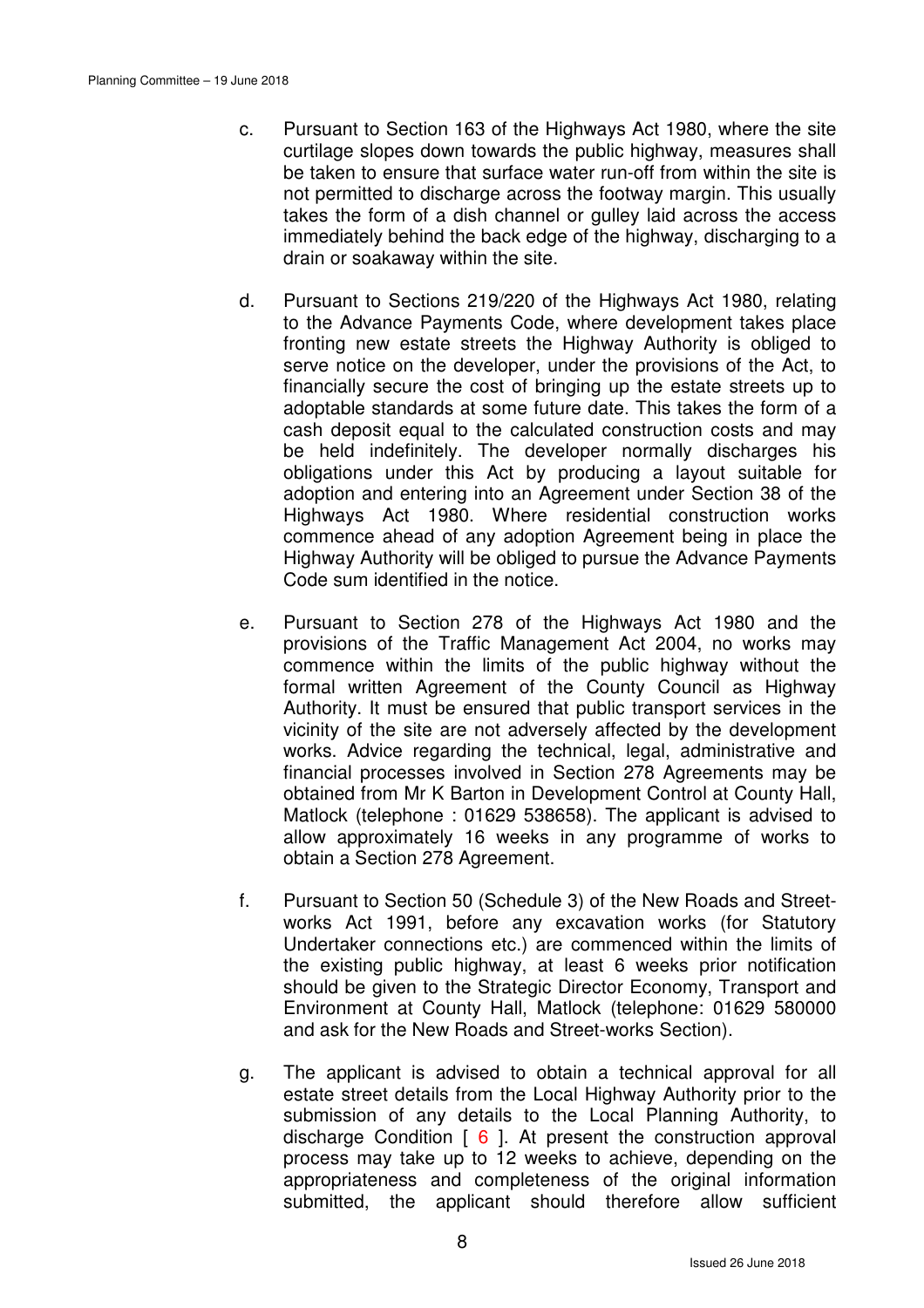c. Pursuant to Section 163 of the Highways Act 1980, where the site curtilage slopes down towards the public highway, measures shall be taken to ensure that surface water run-off from within the site is not permitted to discharge across the footway margin. This usually takes the form of a dish channel or gulley laid across the access immediately behind the back edge of the highway, discharging to a drain or soakaway within the site.

d. Pursuant to Sections 219/220 of the Highways Act 1980, relating to the Advance Payments Code, where development takes place fronting new estate streets the Highway Authority is obliged to serve notice on the developer, under the provisions of the Act, to financially secure the cost of bringing up the estate streets up to adoptable standards at some future date. This takes the form of a cash deposit equal to the calculated construction costs and may be held indefinitely. The developer normally discharges his obligations under this Act by producing a layout suitable for adoption and entering into an Agreement under Section 38 of the Highways Act 1980. Where residential construction works commence ahead of any adoption Agreement being in place the Highway Authority will be obliged to pursue the Advance Payments Code sum identified in the notice.

e. Pursuant to Section 278 of the Highways Act 1980 and the provisions of the Traffic Management Act 2004, no works may commence within the limits of the public highway without the formal written Agreement of the County Council as Highway Authority. It must be ensured that public transport services in the vicinity of the site are not adversely affected by the development works. Advice regarding the technical, legal, administrative and financial processes involved in Section 278 Agreements may be obtained from Mr K Barton in Development Control at County Hall, Matlock (telephone : 01629 538658). The applicant is advised to allow approximately 16 weeks in any programme of works to obtain a Section 278 Agreement.

f. Pursuant to Section 50 (Schedule 3) of the New Roads and Street-works Act 1991, before any excavation works (for Statutory Undertaker connections etc.) are commenced within the limits of the existing public highway, at least 6 weeks prior notification should be given to the Strategic Director Economy, Transport and Environment at County Hall, Matlock (telephone: 01629 580000 and ask for the New Roads and Street-works Section).

g. The applicant is advised to obtain a technical approval for all estate street details from the Local Highway Authority prior to the submission of any details to the Local Planning Authority, to discharge Condition [ 6 ]. At present the construction approval process may take up to 12 weeks to achieve, depending on the appropriateness and completeness of the original information submitted, the applicant should therefore allow sufficient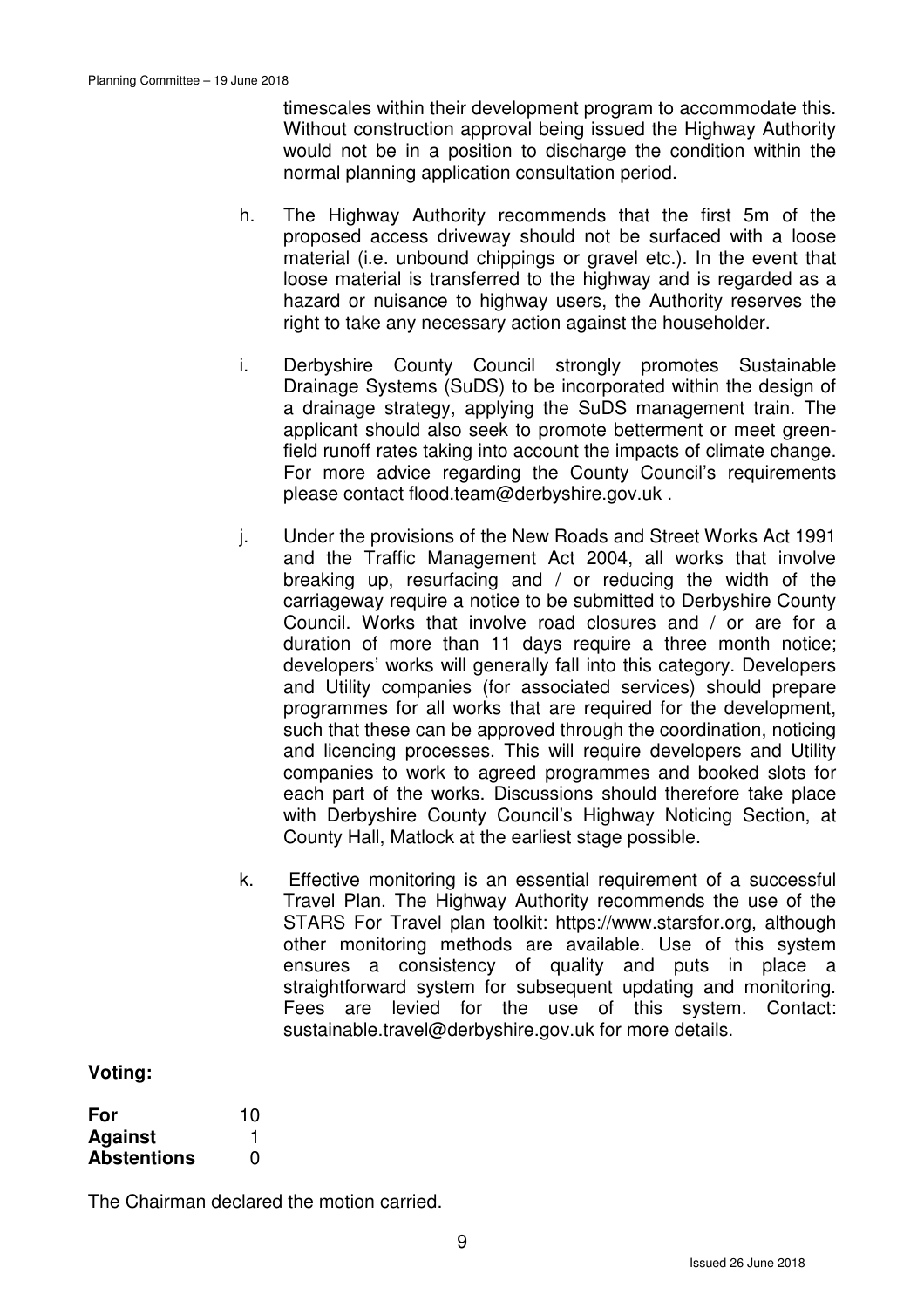timescales within their development program to accommodate this. Without construction approval being issued the Highway Authority would not be in a position to discharge the condition within the normal planning application consultation period.

h. The Highway Authority recommends that the first 5m of the proposed access driveway should not be surfaced with a loose material (i.e. unbound chippings or gravel etc.). In the event that loose material is transferred to the highway and is regarded as a hazard or nuisance to highway users, the Authority reserves the right to take any necessary action against the householder.

i. Derbyshire County Council strongly promotes Sustainable Drainage Systems (SuDS) to be incorporated within the design of a drainage strategy, applying the SuDS management train. The applicant should also seek to promote betterment or meet green-field runoff rates taking into account the impacts of climate change. For more advice regarding the County Council's requirements please contact flood.team@derbyshire.gov.uk .

j. Under the provisions of the New Roads and Street Works Act 1991 and the Traffic Management Act 2004, all works that involve breaking up, resurfacing and / or reducing the width of the carriageway require a notice to be submitted to Derbyshire County Council. Works that involve road closures and / or are for a duration of more than 11 days require a three month notice; developers' works will generally fall into this category. Developers and Utility companies (for associated services) should prepare programmes for all works that are required for the development, such that these can be approved through the coordination, noticing and licencing processes. This will require developers and Utility companies to work to agreed programmes and booked slots for each part of the works. Discussions should therefore take place with Derbyshire County Council's Highway Noticing Section, at County Hall, Matlock at the earliest stage possible.

k. Effective monitoring is an essential requirement of a successful Travel Plan. The Highway Authority recommends the use of the STARS For Travel plan toolkit: https://www.starsfor.org, although other monitoring methods are available. Use of this system ensures a consistency of quality and puts in place a straightforward system for subsequent updating and monitoring. Fees are levied for the use of this system. Contact: sustainable.travel@derbyshire.gov.uk for more details.

**Voting:**

| | |
|---|---|
| **For** | 10 |
| **Against** | 1 |
| **Abstentions** | 0 |

The Chairman declared the motion carried.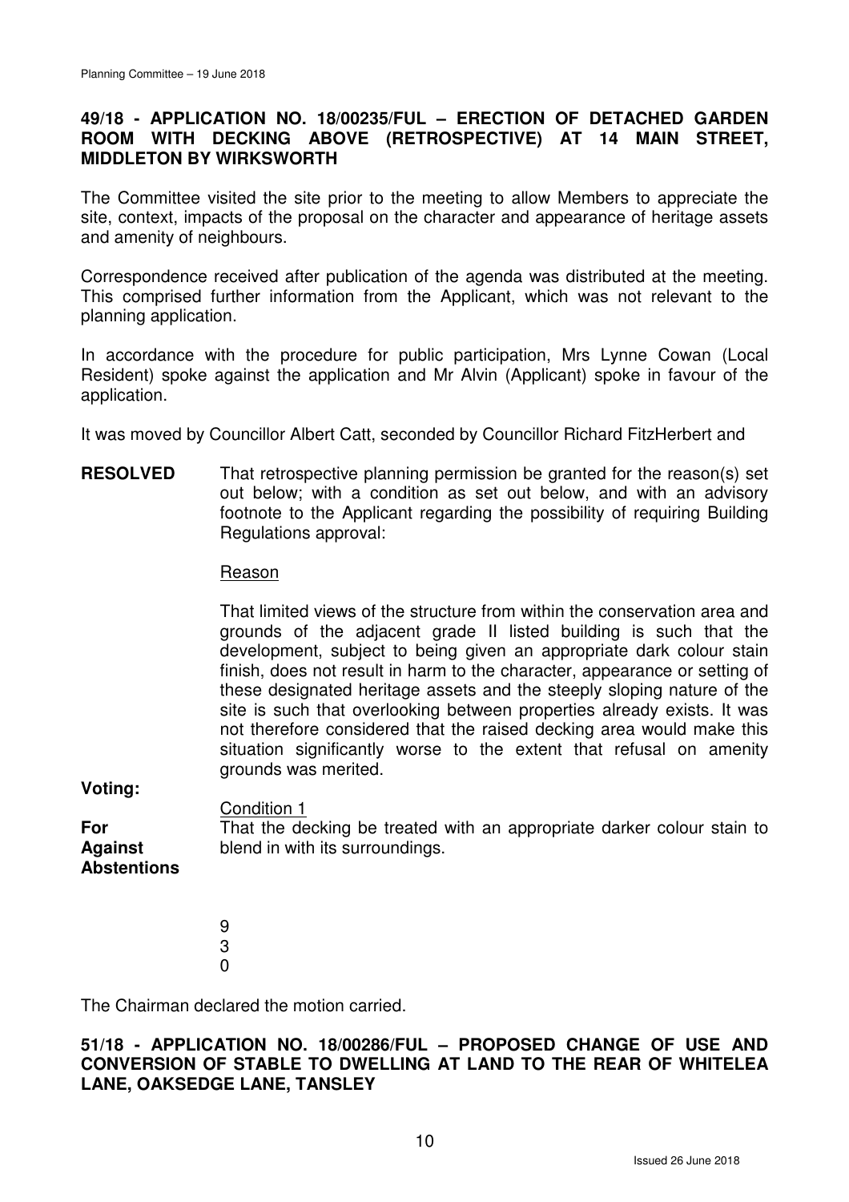## 49/18 - APPLICATION NO. 18/00235/FUL – ERECTION OF DETACHED GARDEN ROOM WITH DECKING ABOVE (RETROSPECTIVE) AT 14 MAIN STREET, MIDDLETON BY WIRKSWORTH

The Committee visited the site prior to the meeting to allow Members to appreciate the site, context, impacts of the proposal on the character and appearance of heritage assets and amenity of neighbours.

Correspondence received after publication of the agenda was distributed at the meeting. This comprised further information from the Applicant, which was not relevant to the planning application.

In accordance with the procedure for public participation, Mrs Lynne Cowan (Local Resident) spoke against the application and Mr Alvin (Applicant) spoke in favour of the application.

It was moved by Councillor Albert Catt, seconded by Councillor Richard FitzHerbert and

**RESOLVED** That retrospective planning permission be granted for the reason(s) set out below; with a condition as set out below, and with an advisory footnote to the Applicant regarding the possibility of requiring Building Regulations approval:

Reason

That limited views of the structure from within the conservation area and grounds of the adjacent grade II listed building is such that the development, subject to being given an appropriate dark colour stain finish, does not result in harm to the character, appearance or setting of these designated heritage assets and the steeply sloping nature of the site is such that overlooking between properties already exists. It was not therefore considered that the raised decking area would make this situation significantly worse to the extent that refusal on amenity grounds was merited.

Condition 1

That the decking be treated with an appropriate darker colour stain to blend in with its surroundings.

**Voting:**

| | |
|---|---|
| **For** | 9 |
| **Against** | 3 |
| **Abstentions** | 0 |

The Chairman declared the motion carried.

## 51/18 - APPLICATION NO. 18/00286/FUL – PROPOSED CHANGE OF USE AND CONVERSION OF STABLE TO DWELLING AT LAND TO THE REAR OF WHITELEA LANE, OAKSEDGE LANE, TANSLEY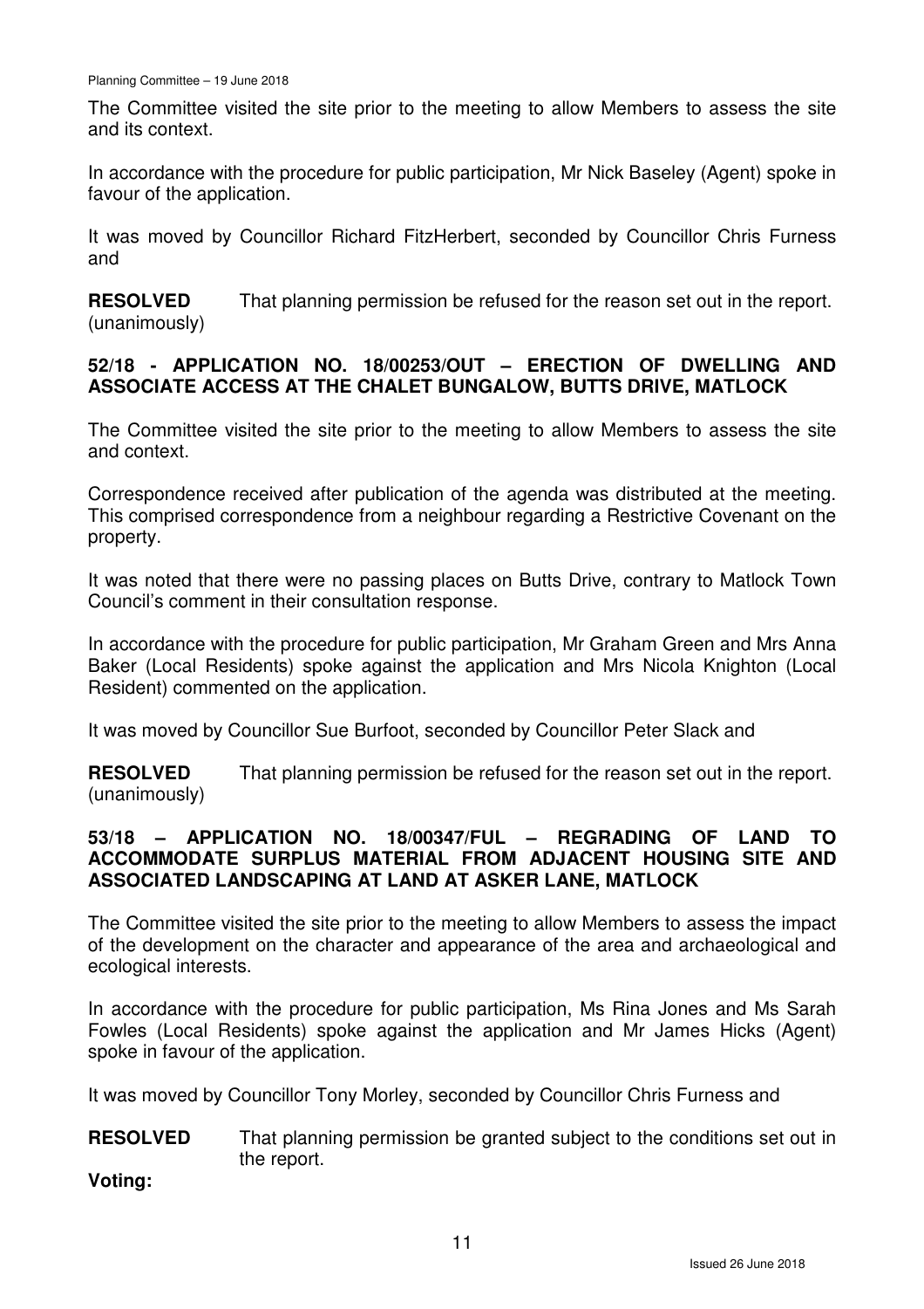The Committee visited the site prior to the meeting to allow Members to assess the site and its context.

In accordance with the procedure for public participation, Mr Nick Baseley (Agent) spoke in favour of the application.

It was moved by Councillor Richard FitzHerbert, seconded by Councillor Chris Furness and

**RESOLVED** (unanimously) That planning permission be refused for the reason set out in the report.

## 52/18 - APPLICATION NO. 18/00253/OUT – ERECTION OF DWELLING AND ASSOCIATE ACCESS AT THE CHALET BUNGALOW, BUTTS DRIVE, MATLOCK

The Committee visited the site prior to the meeting to allow Members to assess the site and context.

Correspondence received after publication of the agenda was distributed at the meeting. This comprised correspondence from a neighbour regarding a Restrictive Covenant on the property.

It was noted that there were no passing places on Butts Drive, contrary to Matlock Town Council's comment in their consultation response.

In accordance with the procedure for public participation, Mr Graham Green and Mrs Anna Baker (Local Residents) spoke against the application and Mrs Nicola Knighton (Local Resident) commented on the application.

It was moved by Councillor Sue Burfoot, seconded by Councillor Peter Slack and

**RESOLVED** (unanimously) That planning permission be refused for the reason set out in the report.

## 53/18 – APPLICATION NO. 18/00347/FUL – REGRADING OF LAND TO ACCOMMODATE SURPLUS MATERIAL FROM ADJACENT HOUSING SITE AND ASSOCIATED LANDSCAPING AT LAND AT ASKER LANE, MATLOCK

The Committee visited the site prior to the meeting to allow Members to assess the impact of the development on the character and appearance of the area and archaeological and ecological interests.

In accordance with the procedure for public participation, Ms Rina Jones and Ms Sarah Fowles (Local Residents) spoke against the application and Mr James Hicks (Agent) spoke in favour of the application.

It was moved by Councillor Tony Morley, seconded by Councillor Chris Furness and

**RESOLVED** That planning permission be granted subject to the conditions set out in the report.

**Voting:**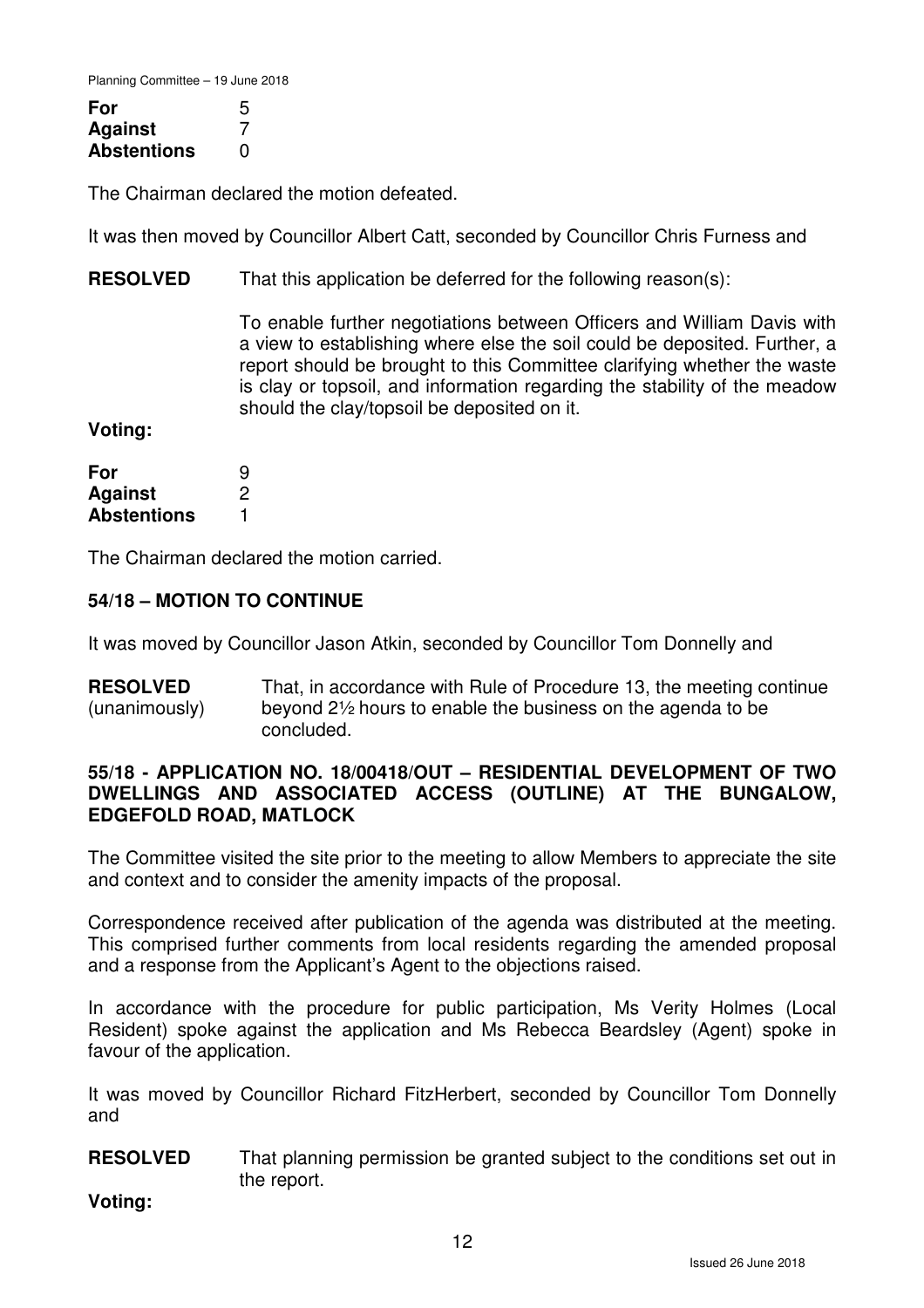| | |
|---|---|
| **For** | 5 |
| **Against** | 7 |
| **Abstentions** | 0 |

The Chairman declared the motion defeated.

It was then moved by Councillor Albert Catt, seconded by Councillor Chris Furness and

**RESOLVED** That this application be deferred for the following reason(s):

To enable further negotiations between Officers and William Davis with a view to establishing where else the soil could be deposited. Further, a report should be brought to this Committee clarifying whether the waste is clay or topsoil, and information regarding the stability of the meadow should the clay/topsoil be deposited on it.

**Voting:**

| | |
|---|---|
| **For** | 9 |
| **Against** | 2 |
| **Abstentions** | 1 |

The Chairman declared the motion carried.

### 54/18 – MOTION TO CONTINUE

It was moved by Councillor Jason Atkin, seconded by Councillor Tom Donnelly and

**RESOLVED** (unanimously) That, in accordance with Rule of Procedure 13, the meeting continue beyond 2½ hours to enable the business on the agenda to be concluded.

### 55/18 - APPLICATION NO. 18/00418/OUT – RESIDENTIAL DEVELOPMENT OF TWO DWELLINGS AND ASSOCIATED ACCESS (OUTLINE) AT THE BUNGALOW, EDGEFOLD ROAD, MATLOCK

The Committee visited the site prior to the meeting to allow Members to appreciate the site and context and to consider the amenity impacts of the proposal.

Correspondence received after publication of the agenda was distributed at the meeting. This comprised further comments from local residents regarding the amended proposal and a response from the Applicant's Agent to the objections raised.

In accordance with the procedure for public participation, Ms Verity Holmes (Local Resident) spoke against the application and Ms Rebecca Beardsley (Agent) spoke in favour of the application.

It was moved by Councillor Richard FitzHerbert, seconded by Councillor Tom Donnelly and

**RESOLVED** That planning permission be granted subject to the conditions set out in the report.

**Voting:**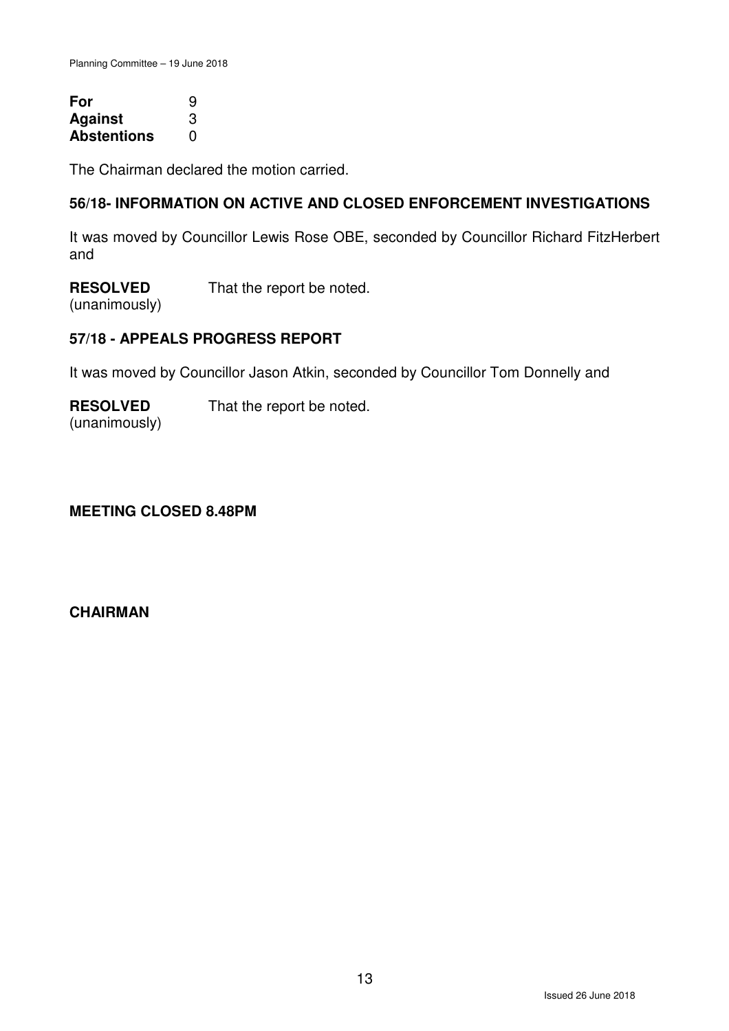| | |
|---|---|
| **For** | 9 |
| **Against** | 3 |
| **Abstentions** | 0 |

The Chairman declared the motion carried.

## 56/18- INFORMATION ON ACTIVE AND CLOSED ENFORCEMENT INVESTIGATIONS

It was moved by Councillor Lewis Rose OBE, seconded by Councillor Richard FitzHerbert and

**RESOLVED** (unanimously) That the report be noted.

## 57/18 - APPEALS PROGRESS REPORT

It was moved by Councillor Jason Atkin, seconded by Councillor Tom Donnelly and

**RESOLVED** (unanimously) That the report be noted.

**MEETING CLOSED 8.48PM**

**CHAIRMAN**

Issued 26 June 2018